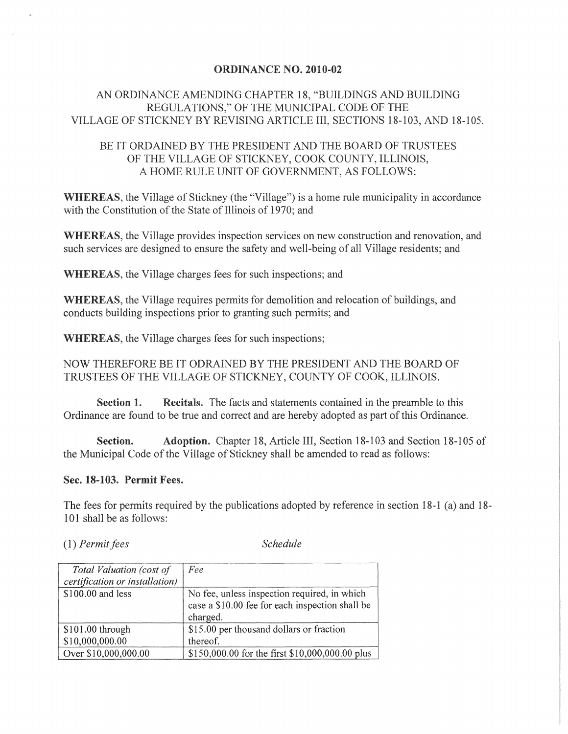# ORDINANCE NO. 2010-02

## AN ORDINANCE AMENDING CHAPTER 18, "BUILDINGS AND BUILDING REGULATIONS," OF THE MUNICIPAL CODE OF THE VILLAGE OF STICKNEY BY REVISING ARTICLE III, SECTIONS 18-103, AND 18-105.

BE IT ORDAINED BY THE PRESIDENT AND THE BOARD OF TRUSTEES OF THE VILLAGE OF STICKNEY, COOK COUNTY, ILLINOIS, A HOME RULE UNIT OF GOVERNMENT, AS FOLLOWS:

**WHEREAS**, the Village of Stickney (the "Village") is a home rule municipality in accordance with the Constitution of the State of Illinois of 1970; and

**WHEREAS**, the Village provides inspection services on new construction and renovation, and such services are designed to ensure the safety and well-being of all Village residents; and

**WHEREAS**, the Village charges fees for such inspections; and

**WHEREAS**, the Village requires permits for demolition and relocation of buildings, and conducts building inspections prior to granting such permits; and

**WHEREAS**, the Village charges fees for such inspections;

NOW THEREFORE BE IT ODRAINED BY THE PRESIDENT AND THE BOARD OF TRUSTEES OF THE VILLAGE OF STICKNEY, COUNTY OF COOK, ILLINOIS.

**Section 1.** **Recitals.** The facts and statements contained in the preamble to this Ordinance are found to be true and correct and are hereby adopted as part of this Ordinance.

**Section.** **Adoption.** Chapter 18, Article III, Section 18-103 and Section 18-105 of the Municipal Code of the Village of Stickney shall be amended to read as follows:

**Sec. 18-103. Permit Fees.**

The fees for permits required by the publications adopted by reference in section 18-1 (a) and 18-101 shall be as follows:

(1) *Permit fees* *Schedule*

| *Total Valuation (cost of certification or installation)* | *Fee* |
|---|---|
| $100.00 and less | No fee, unless inspection required, in which case a $10.00 fee for each inspection shall be charged. |
| $101.00 through $10,000,000.00 | $15.00 per thousand dollars or fraction thereof. |
| Over $10,000,000.00 | $150,000.00 for the first $10,000,000.00 plus |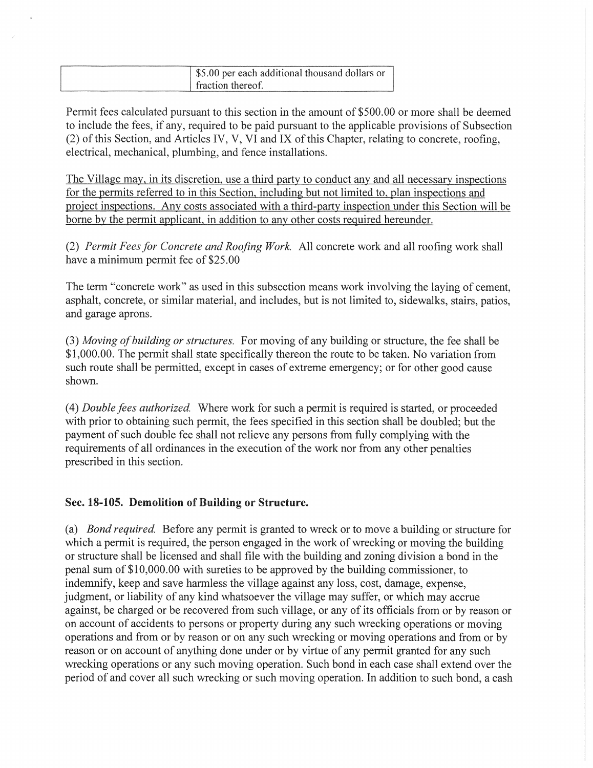| | |
|---|---|
| | $5.00 per each additional thousand dollars or fraction thereof. |

Permit fees calculated pursuant to this section in the amount of $500.00 or more shall be deemed to include the fees, if any, required to be paid pursuant to the applicable provisions of Subsection (2) of this Section, and Articles IV, V, VI and IX of this Chapter, relating to concrete, roofing, electrical, mechanical, plumbing, and fence installations.

<u>The Village may, in its discretion, use a third party to conduct any and all necessary inspections for the permits referred to in this Section, including but not limited to, plan inspections and project inspections. Any costs associated with a third-party inspection under this Section will be borne by the permit applicant, in addition to any other costs required hereunder.</u>

(2) *Permit Fees for Concrete and Roofing Work.* All concrete work and all roofing work shall have a minimum permit fee of $25.00

The term "concrete work" as used in this subsection means work involving the laying of cement, asphalt, concrete, or similar material, and includes, but is not limited to, sidewalks, stairs, patios, and garage aprons.

(3) *Moving of building or structures.* For moving of any building or structure, the fee shall be $1,000.00. The permit shall state specifically thereon the route to be taken. No variation from such route shall be permitted, except in cases of extreme emergency; or for other good cause shown.

(4) *Double fees authorized.* Where work for such a permit is required is started, or proceeded with prior to obtaining such permit, the fees specified in this section shall be doubled; but the payment of such double fee shall not relieve any persons from fully complying with the requirements of all ordinances in the execution of the work nor from any other penalties prescribed in this section.

### Sec. 18-105. Demolition of Building or Structure.

(a) *Bond required.* Before any permit is granted to wreck or to move a building or structure for which a permit is required, the person engaged in the work of wrecking or moving the building or structure shall be licensed and shall file with the building and zoning division a bond in the penal sum of $10,000.00 with sureties to be approved by the building commissioner, to indemnify, keep and save harmless the village against any loss, cost, damage, expense, judgment, or liability of any kind whatsoever the village may suffer, or which may accrue against, be charged or be recovered from such village, or any of its officials from or by reason or on account of accidents to persons or property during any such wrecking operations or moving operations and from or by reason or on any such wrecking or moving operations and from or by reason or on account of anything done under or by virtue of any permit granted for any such wrecking operations or any such moving operation. Such bond in each case shall extend over the period of and cover all such wrecking or such moving operation. In addition to such bond, a cash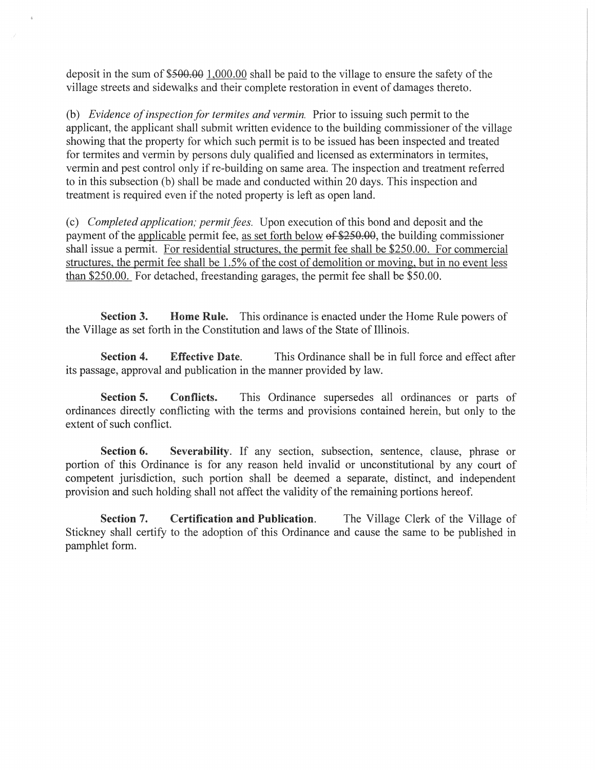deposit in the sum of ~~$500.00~~ 1,000.00 shall be paid to the village to ensure the safety of the village streets and sidewalks and their complete restoration in event of damages thereto.

(b) *Evidence of inspection for termites and vermin.* Prior to issuing such permit to the applicant, the applicant shall submit written evidence to the building commissioner of the village showing that the property for which such permit is to be issued has been inspected and treated for termites and vermin by persons duly qualified and licensed as exterminators in termites, vermin and pest control only if re-building on same area. The inspection and treatment referred to in this subsection (b) shall be made and conducted within 20 days. This inspection and treatment is required even if the noted property is left as open land.

(c) *Completed application; permit fees.* Upon execution of this bond and deposit and the payment of the applicable permit fee, as set forth below ~~of $250.00~~, the building commissioner shall issue a permit. For residential structures, the permit fee shall be $250.00. For commercial structures, the permit fee shall be 1.5% of the cost of demolition or moving, but in no event less than $250.00. For detached, freestanding garages, the permit fee shall be $50.00.

**Section 3. Home Rule.** This ordinance is enacted under the Home Rule powers of the Village as set forth in the Constitution and laws of the State of Illinois.

**Section 4. Effective Date.** This Ordinance shall be in full force and effect after its passage, approval and publication in the manner provided by law.

**Section 5. Conflicts.** This Ordinance supersedes all ordinances or parts of ordinances directly conflicting with the terms and provisions contained herein, but only to the extent of such conflict.

**Section 6. Severability**. If any section, subsection, sentence, clause, phrase or portion of this Ordinance is for any reason held invalid or unconstitutional by any court of competent jurisdiction, such portion shall be deemed a separate, distinct, and independent provision and such holding shall not affect the validity of the remaining portions hereof.

**Section 7. Certification and Publication**. The Village Clerk of the Village of Stickney shall certify to the adoption of this Ordinance and cause the same to be published in pamphlet form.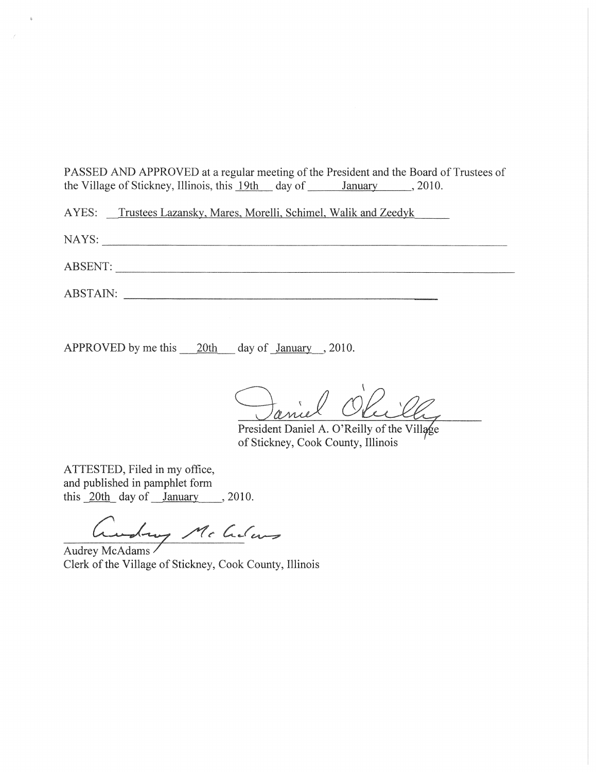PASSED AND APPROVED at a regular meeting of the President and the Board of Trustees of the Village of Stickney, Illinois, this 19th day of January, 2010.

AYES: Trustees Lazansky, Mares, Morelli, Schimel, Walik and Zeedyk

NAYS: ______________________

ABSENT: ______________________

ABSTAIN: ______________________

APPROVED by me this 20th day of January, 2010.

Daniel O'Reilly

President Daniel A. O'Reilly of the Village of Stickney, Cook County, Illinois

ATTESTED, Filed in my office, and published in pamphlet form this 20th day of January, 2010.

Audrey McAdams

Audrey McAdams
Clerk of the Village of Stickney, Cook County, Illinois